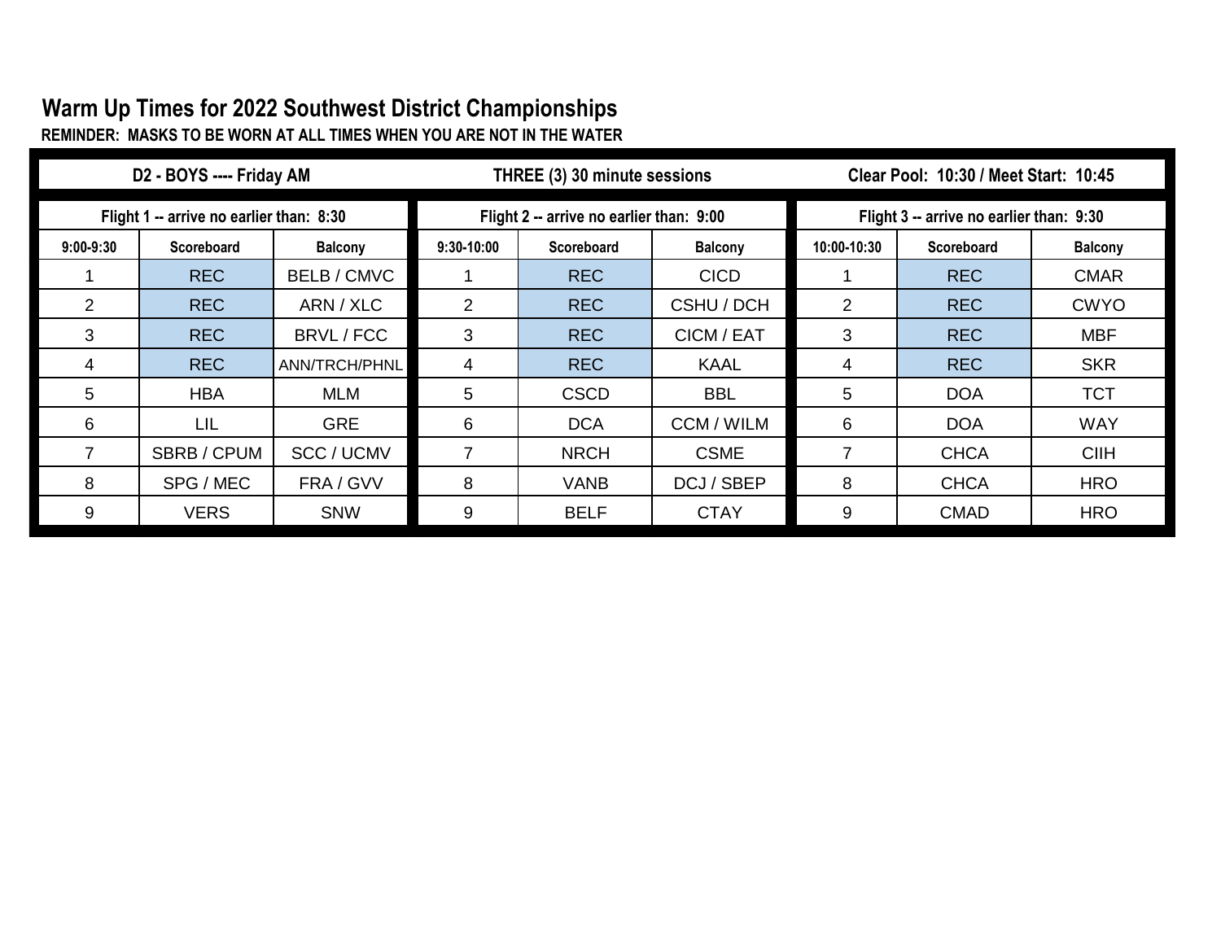# Warm Up Times for 2022 Southwest District Championships

**REMINDER: MASKS TO BE WORN AT ALL TIMES WHEN YOU ARE NOT IN THE WATER**

| D2 - BOYS ---- Friday AM | | | THREE (3) 30 minute sessions | | | Clear Pool: 10:30 / Meet Start: 10:45 | | |
|---|---|---|---|---|---|---|---|---|
| Flight 1 -- arrive no earlier than: 8:30 | | | Flight 2 -- arrive no earlier than: 9:00 | | | Flight 3 -- arrive no earlier than: 9:30 | | |
| 9:00-9:30 | Scoreboard | Balcony | 9:30-10:00 | Scoreboard | Balcony | 10:00-10:30 | Scoreboard | Balcony |
| 1 | REC | BELB / CMVC | 1 | REC | CICD | 1 | REC | CMAR |
| 2 | REC | ARN / XLC | 2 | REC | CSHU / DCH | 2 | REC | CWYO |
| 3 | REC | BRVL / FCC | 3 | REC | CICM / EAT | 3 | REC | MBF |
| 4 | REC | ANN/TRCH/PHNL | 4 | REC | KAAL | 4 | REC | SKR |
| 5 | HBA | MLM | 5 | CSCD | BBL | 5 | DOA | TCT |
| 6 | LIL | GRE | 6 | DCA | CCM / WILM | 6 | DOA | WAY |
| 7 | SBRB / CPUM | SCC / UCMV | 7 | NRCH | CSME | 7 | CHCA | CIIH |
| 8 | SPG / MEC | FRA / GVV | 8 | VANB | DCJ / SBEP | 8 | CHCA | HRO |
| 9 | VERS | SNW | 9 | BELF | CTAY | 9 | CMAD | HRO |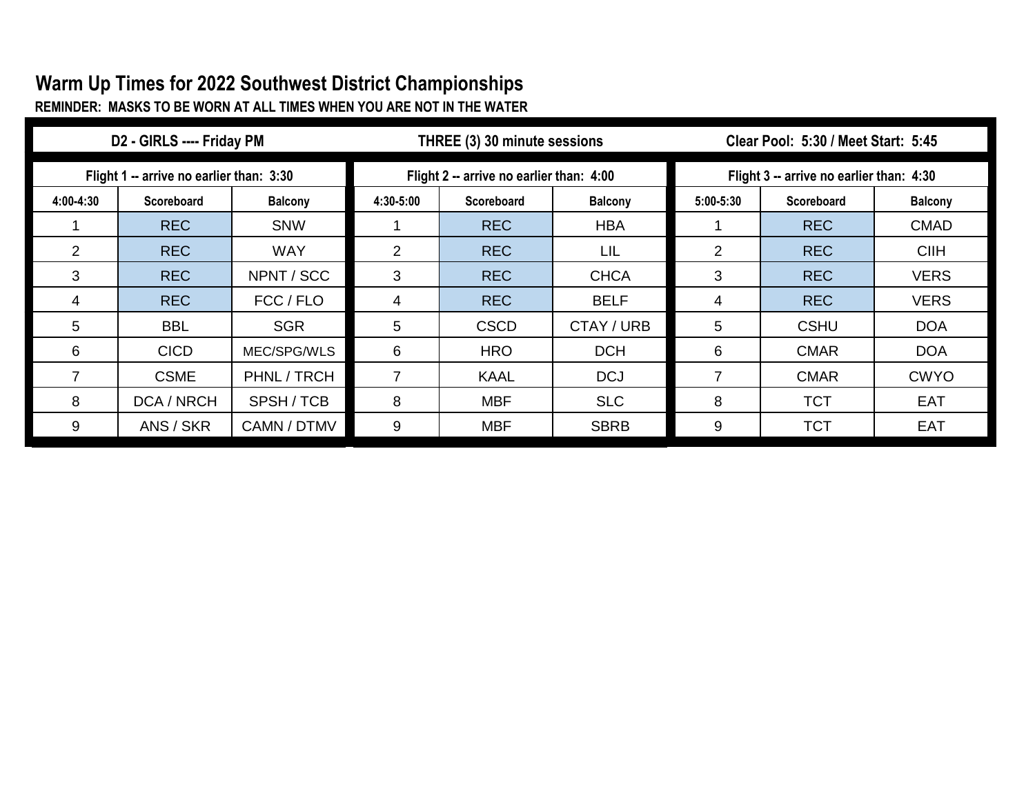# Warm Up Times for 2022 Southwest District Championships

**REMINDER: MASKS TO BE WORN AT ALL TIMES WHEN YOU ARE NOT IN THE WATER**

| D2 - GIRLS ---- Friday PM | | | THREE (3) 30 minute sessions | | | Clear Pool: 5:30 / Meet Start: 5:45 | | |
|---|---|---|---|---|---|---|---|---|
| Flight 1 -- arrive no earlier than: 3:30 | | | Flight 2 -- arrive no earlier than: 4:00 | | | Flight 3 -- arrive no earlier than: 4:30 | | |
| 4:00-4:30 | Scoreboard | Balcony | 4:30-5:00 | Scoreboard | Balcony | 5:00-5:30 | Scoreboard | Balcony |
| 1 | REC | SNW | 1 | REC | HBA | 1 | REC | CMAD |
| 2 | REC | WAY | 2 | REC | LIL | 2 | REC | CIIH |
| 3 | REC | NPNT / SCC | 3 | REC | CHCA | 3 | REC | VERS |
| 4 | REC | FCC / FLO | 4 | REC | BELF | 4 | REC | VERS |
| 5 | BBL | SGR | 5 | CSCD | CTAY / URB | 5 | CSHU | DOA |
| 6 | CICD | MEC/SPG/WLS | 6 | HRO | DCH | 6 | CMAR | DOA |
| 7 | CSME | PHNL / TRCH | 7 | KAAL | DCJ | 7 | CMAR | CWYO |
| 8 | DCA / NRCH | SPSH / TCB | 8 | MBF | SLC | 8 | TCT | EAT |
| 9 | ANS / SKR | CAMN / DTMV | 9 | MBF | SBRB | 9 | TCT | EAT |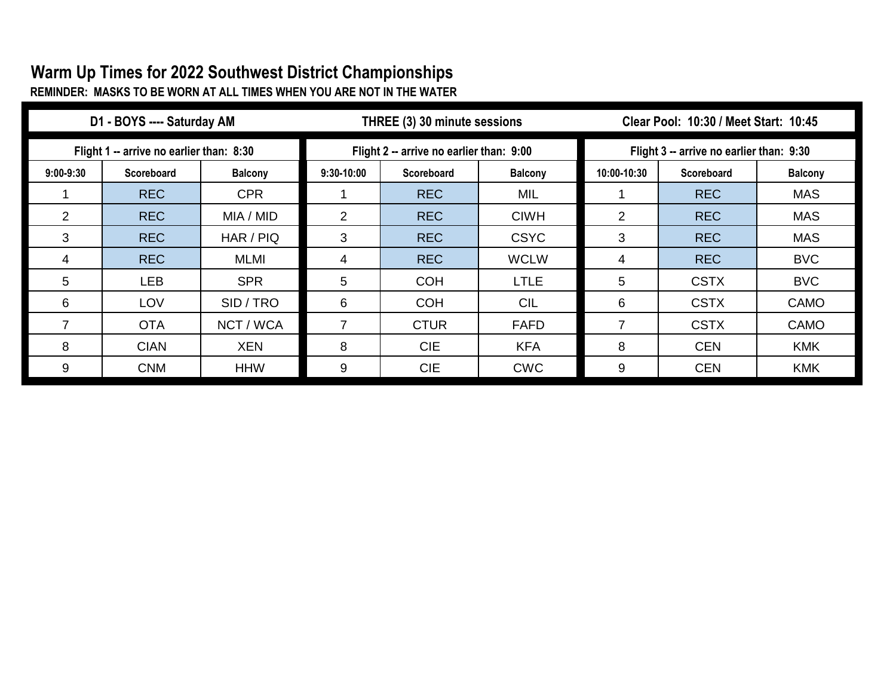# Warm Up Times for 2022 Southwest District Championships

**REMINDER: MASKS TO BE WORN AT ALL TIMES WHEN YOU ARE NOT IN THE WATER**

| D1 - BOYS ---- Saturday AM | | | THREE (3) 30 minute sessions | | | Clear Pool: 10:30 / Meet Start: 10:45 | | |
|---|---|---|---|---|---|---|---|---|
| Flight 1 -- arrive no earlier than: 8:30 | | | Flight 2 -- arrive no earlier than: 9:00 | | | Flight 3 -- arrive no earlier than: 9:30 | | |
| 9:00-9:30 | Scoreboard | Balcony | 9:30-10:00 | Scoreboard | Balcony | 10:00-10:30 | Scoreboard | Balcony |
| 1 | REC | CPR | 1 | REC | MIL | 1 | REC | MAS |
| 2 | REC | MIA / MID | 2 | REC | CIWH | 2 | REC | MAS |
| 3 | REC | HAR / PIQ | 3 | REC | CSYC | 3 | REC | MAS |
| 4 | REC | MLMI | 4 | REC | WCLW | 4 | REC | BVC |
| 5 | LEB | SPR | 5 | COH | LTLE | 5 | CSTX | BVC |
| 6 | LOV | SID / TRO | 6 | COH | CIL | 6 | CSTX | CAMO |
| 7 | OTA | NCT / WCA | 7 | CTUR | FAFD | 7 | CSTX | CAMO |
| 8 | CIAN | XEN | 8 | CIE | KFA | 8 | CEN | KMK |
| 9 | CNM | HHW | 9 | CIE | CWC | 9 | CEN | KMK |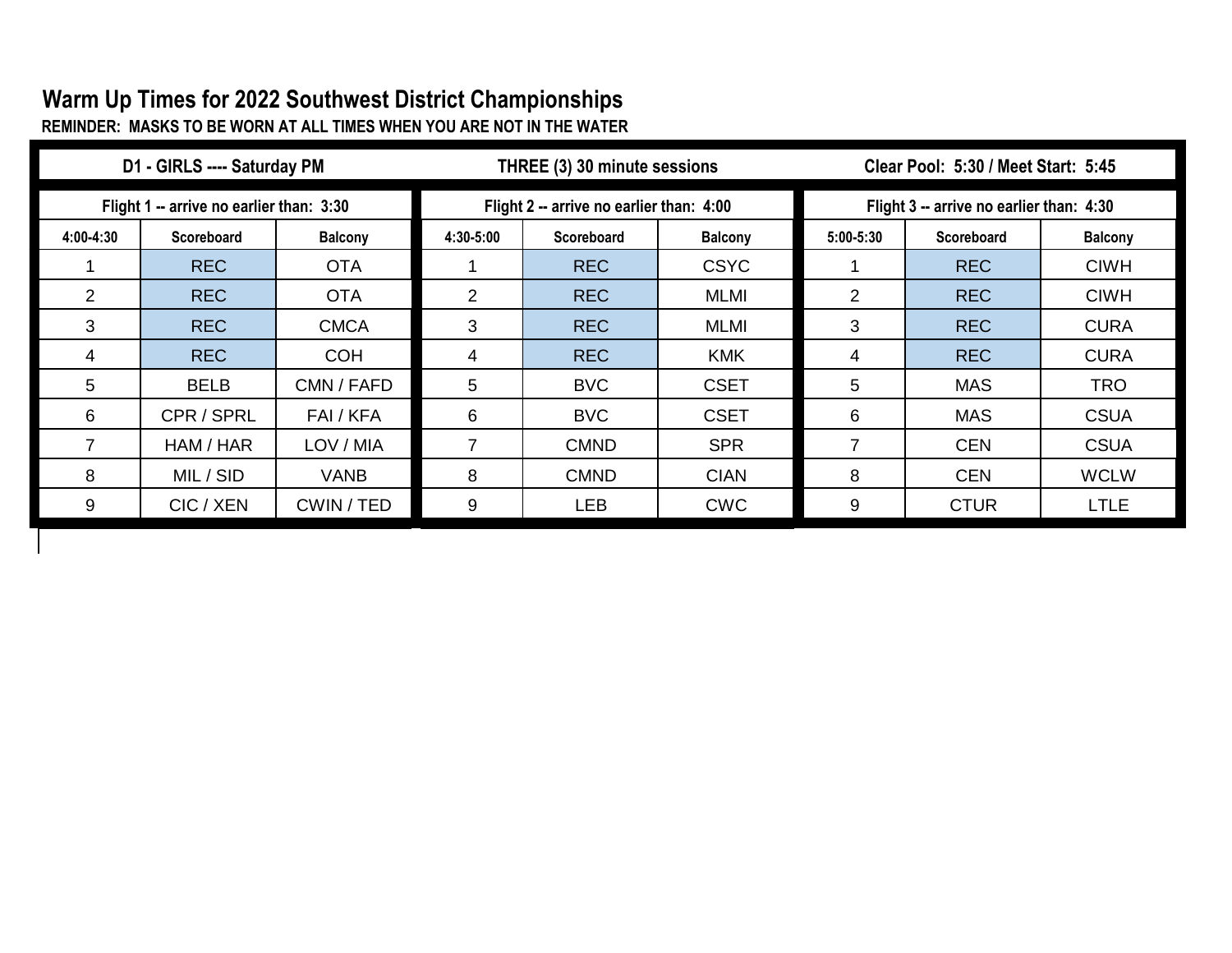# Warm Up Times for 2022 Southwest District Championships

**REMINDER: MASKS TO BE WORN AT ALL TIMES WHEN YOU ARE NOT IN THE WATER**

| D1 - GIRLS ---- Saturday PM | | | THREE (3) 30 minute sessions | | | Clear Pool: 5:30 / Meet Start: 5:45 | | |
|---|---|---|---|---|---|---|---|---|
| Flight 1 -- arrive no earlier than: 3:30 | | | Flight 2 -- arrive no earlier than: 4:00 | | | Flight 3 -- arrive no earlier than: 4:30 | | |
| 4:00-4:30 | Scoreboard | Balcony | 4:30-5:00 | Scoreboard | Balcony | 5:00-5:30 | Scoreboard | Balcony |
| 1 | REC | OTA | 1 | REC | CSYC | 1 | REC | CIWH |
| 2 | REC | OTA | 2 | REC | MLMI | 2 | REC | CIWH |
| 3 | REC | CMCA | 3 | REC | MLMI | 3 | REC | CURA |
| 4 | REC | COH | 4 | REC | KMK | 4 | REC | CURA |
| 5 | BELB | CMN / FAFD | 5 | BVC | CSET | 5 | MAS | TRO |
| 6 | CPR / SPRL | FAI / KFA | 6 | BVC | CSET | 6 | MAS | CSUA |
| 7 | HAM / HAR | LOV / MIA | 7 | CMND | SPR | 7 | CEN | CSUA |
| 8 | MIL / SID | VANB | 8 | CMND | CIAN | 8 | CEN | WCLW |
| 9 | CIC / XEN | CWIN / TED | 9 | LEB | CWC | 9 | CTUR | LTLE |